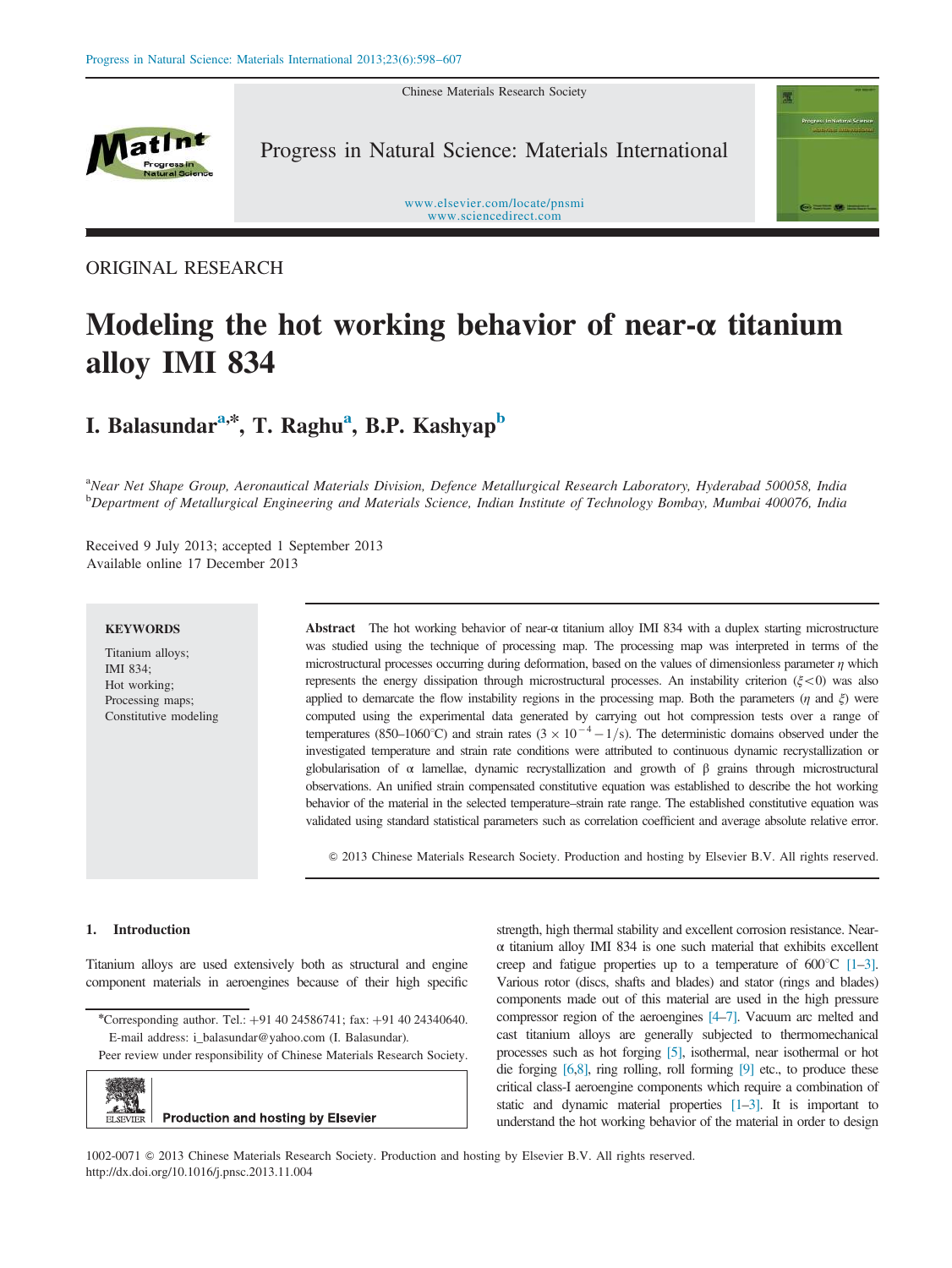ORIGINAL RESEARCH

# Modeling the hot working behavior of near-α titanium alloy IMI 834

**I. Balasundar[a,*], T. Raghu[a], B.P. Kashyap[b]**

[a]*Near Net Shape Group, Aeronautical Materials Division, Defence Metallurgical Research Laboratory, Hyderabad 500058, India*
[b]*Department of Metallurgical Engineering and Materials Science, Indian Institute of Technology Bombay, Mumbai 400076, India*

Received 9 July 2013; accepted 1 September 2013
Available online 17 December 2013

**KEYWORDS**

Titanium alloys;
IMI 834;
Hot working;
Processing maps;
Constitutive modeling

**Abstract** The hot working behavior of near-α titanium alloy IMI 834 with a duplex starting microstructure was studied using the technique of processing map. The processing map was interpreted in terms of the microstructural processes occurring during deformation, based on the values of dimensionless parameter $\eta$ which represents the energy dissipation through microstructural processes. An instability criterion ($\xi < 0$) was also applied to demarcate the flow instability regions in the processing map. Both the parameters ($\eta$ and $\xi$) were computed using the experimental data generated by carrying out hot compression tests over a range of temperatures (850–1060°C) and strain rates ($3 \times 10^{-4} - 1/s$). The deterministic domains observed under the investigated temperature and strain rate conditions were attributed to continuous dynamic recrystallization or globularisation of α lamellae, dynamic recrystallization and growth of β grains through microstructural observations. An unified strain compensated constitutive equation was established to describe the hot working behavior of the material in the selected temperature–strain rate range. The established constitutive equation was validated using standard statistical parameters such as correlation coefficient and average absolute relative error.

© 2013 Chinese Materials Research Society. Production and hosting by Elsevier B.V. All rights reserved.

## 1. Introduction

Titanium alloys are used extensively both as structural and engine component materials in aeroengines because of their high specific strength, high thermal stability and excellent corrosion resistance. Near-α titanium alloy IMI 834 is one such material that exhibits excellent creep and fatigue properties up to a temperature of 600°C [1–3]. Various rotor (discs, shafts and blades) and stator (rings and blades) components made out of this material are used in the high pressure compressor region of the aeroengines [4–7]. Vacuum arc melted and cast titanium alloys are generally subjected to thermomechanical processes such as hot forging [5], isothermal, near isothermal or hot die forging [6,8], ring rolling, roll forming [9] etc., to produce these critical class-I aeroengine components which require a combination of static and dynamic material properties [1–3]. It is important to understand the hot working behavior of the material in order to design

*Corresponding author. Tel.: +91 40 24586741; fax: +91 40 24340640.
E-mail address: i_balasundar@yahoo.com (I. Balasundar).

Peer review under responsibility of Chinese Materials Research Society.

Production and hosting by Elsevier

1002-0071 © 2013 Chinese Materials Research Society. Production and hosting by Elsevier B.V. All rights reserved.
http://dx.doi.org/10.1016/j.pnsc.2013.11.004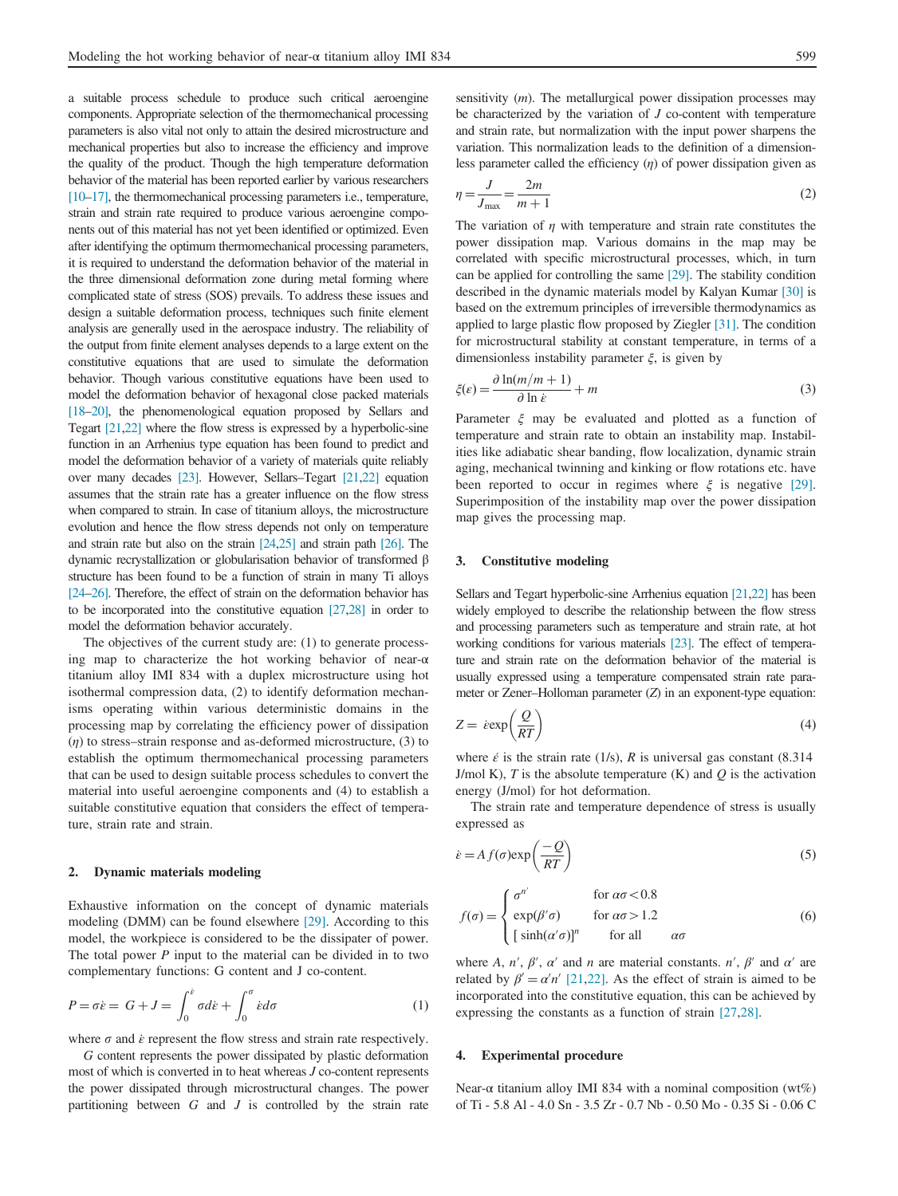a suitable process schedule to produce such critical aeroengine components. Appropriate selection of the thermomechanical processing parameters is also vital not only to attain the desired microstructure and mechanical properties but also to increase the efficiency and improve the quality of the product. Though the high temperature deformation behavior of the material has been reported earlier by various researchers [10–17], the thermomechanical processing parameters i.e., temperature, strain and strain rate required to produce various aeroengine components out of this material has not yet been identified or optimized. Even after identifying the optimum thermomechanical processing parameters, it is required to understand the deformation behavior of the material in the three dimensional deformation zone during metal forming where complicated state of stress (SOS) prevails. To address these issues and design a suitable deformation process, techniques such finite element analysis are generally used in the aerospace industry. The reliability of the output from finite element analyses depends to a large extent on the constitutive equations that are used to simulate the deformation behavior. Though various constitutive equations have been used to model the deformation behavior of hexagonal close packed materials [18–20], the phenomenological equation proposed by Sellars and Tegart [21,22] where the flow stress is expressed by a hyperbolic-sine function in an Arrhenius type equation has been found to predict and model the deformation behavior of a variety of materials quite reliably over many decades [23]. However, Sellars–Tegart [21,22] equation assumes that the strain rate has a greater influence on the flow stress when compared to strain. In case of titanium alloys, the microstructure evolution and hence the flow stress depends not only on temperature and strain rate but also on the strain [24,25] and strain path [26]. The dynamic recrystallization or globularisation behavior of transformed β structure has been found to be a function of strain in many Ti alloys [24–26]. Therefore, the effect of strain on the deformation behavior has to be incorporated into the constitutive equation [27,28] in order to model the deformation behavior accurately.

The objectives of the current study are: (1) to generate processing map to characterize the hot working behavior of near-α titanium alloy IMI 834 with a duplex microstructure using hot isothermal compression data, (2) to identify deformation mechanisms operating within various deterministic domains in the processing map by correlating the efficiency power of dissipation ($\eta$) to stress–strain response and as-deformed microstructure, (3) to establish the optimum thermomechanical processing parameters that can be used to design suitable process schedules to convert the material into useful aeroengine components and (4) to establish a suitable constitutive equation that considers the effect of temperature, strain rate and strain.

## 2. Dynamic materials modeling

Exhaustive information on the concept of dynamic materials modeling (DMM) can be found elsewhere [29]. According to this model, the workpiece is considered to be the dissipater of power. The total power $P$ input to the material can be divided in to two complementary functions: G content and J co-content.

$$P = \sigma\dot{\varepsilon} = G + J = \int_0^{\dot{\varepsilon}} \sigma d\dot{\varepsilon} + \int_0^{\sigma} \dot{\varepsilon} d\sigma \tag{1}$$

where $\sigma$ and $\dot{\varepsilon}$ represent the flow stress and strain rate respectively.

$G$ content represents the power dissipated by plastic deformation most of which is converted in to heat whereas $J$ co-content represents the power dissipated through microstructural changes. The power partitioning between $G$ and $J$ is controlled by the strain rate sensitivity ($m$). The metallurgical power dissipation processes may be characterized by the variation of $J$ co-content with temperature and strain rate, but normalization with the input power sharpens the variation. This normalization leads to the definition of a dimensionless parameter called the efficiency ($\eta$) of power dissipation given as

$$\eta = \frac{J}{J_{\max}} = \frac{2m}{m+1} \tag{2}$$

The variation of $\eta$ with temperature and strain rate constitutes the power dissipation map. Various domains in the map may be correlated with specific microstructural processes, which, in turn can be applied for controlling the same [29]. The stability condition described in the dynamic materials model by Kalyan Kumar [30] is based on the extremum principles of irreversible thermodynamics as applied to large plastic flow proposed by Ziegler [31]. The condition for microstructural stability at constant temperature, in terms of a dimensionless instability parameter $\xi$, is given by

$$\xi(\varepsilon) = \frac{\partial \ln(m/m+1)}{\partial \ln \dot{\varepsilon}} + m \tag{3}$$

Parameter $\xi$ may be evaluated and plotted as a function of temperature and strain rate to obtain an instability map. Instabilities like adiabatic shear banding, flow localization, dynamic strain aging, mechanical twinning and kinking or flow rotations etc. have been reported to occur in regimes where $\xi$ is negative [29]. Superimposition of the instability map over the power dissipation map gives the processing map.

## 3. Constitutive modeling

Sellars and Tegart hyperbolic-sine Arrhenius equation [21,22] has been widely employed to describe the relationship between the flow stress and processing parameters such as temperature and strain rate, at hot working conditions for various materials [23]. The effect of temperature and strain rate on the deformation behavior of the material is usually expressed using a temperature compensated strain rate parameter or Zener–Holloman parameter ($Z$) in an exponent-type equation:

$$Z = \dot{\varepsilon} \exp\left(\frac{Q}{RT}\right) \tag{4}$$

where $\dot{\varepsilon}$ is the strain rate (1/s), $R$ is universal gas constant (8.314 J/mol K), $T$ is the absolute temperature (K) and $Q$ is the activation energy (J/mol) for hot deformation.

The strain rate and temperature dependence of stress is usually expressed as

$$\dot{\varepsilon} = A f(\sigma) \exp\left(\frac{-Q}{RT}\right) \tag{5}$$

$$f(\sigma) = \begin{cases} \sigma^{n'} & \text{for } \alpha\sigma < 0.8 \\ \exp(\beta'\sigma) & \text{for } \alpha\sigma > 1.2 \\ [\sinh(\alpha'\sigma)]^n & \text{for all } \quad \alpha\sigma \end{cases} \tag{6}$$

where $A$, $n'$, $\beta'$, $\alpha'$ and $n$ are material constants. $n'$, $\beta'$ and $\alpha'$ are related by $\beta' = \alpha' n'$ [21,22]. As the effect of strain is aimed to be incorporated into the constitutive equation, this can be achieved by expressing the constants as a function of strain [27,28].

## 4. Experimental procedure

Near-α titanium alloy IMI 834 with a nominal composition (wt%) of Ti - 5.8 Al - 4.0 Sn - 3.5 Zr - 0.7 Nb - 0.50 Mo - 0.35 Si - 0.06 C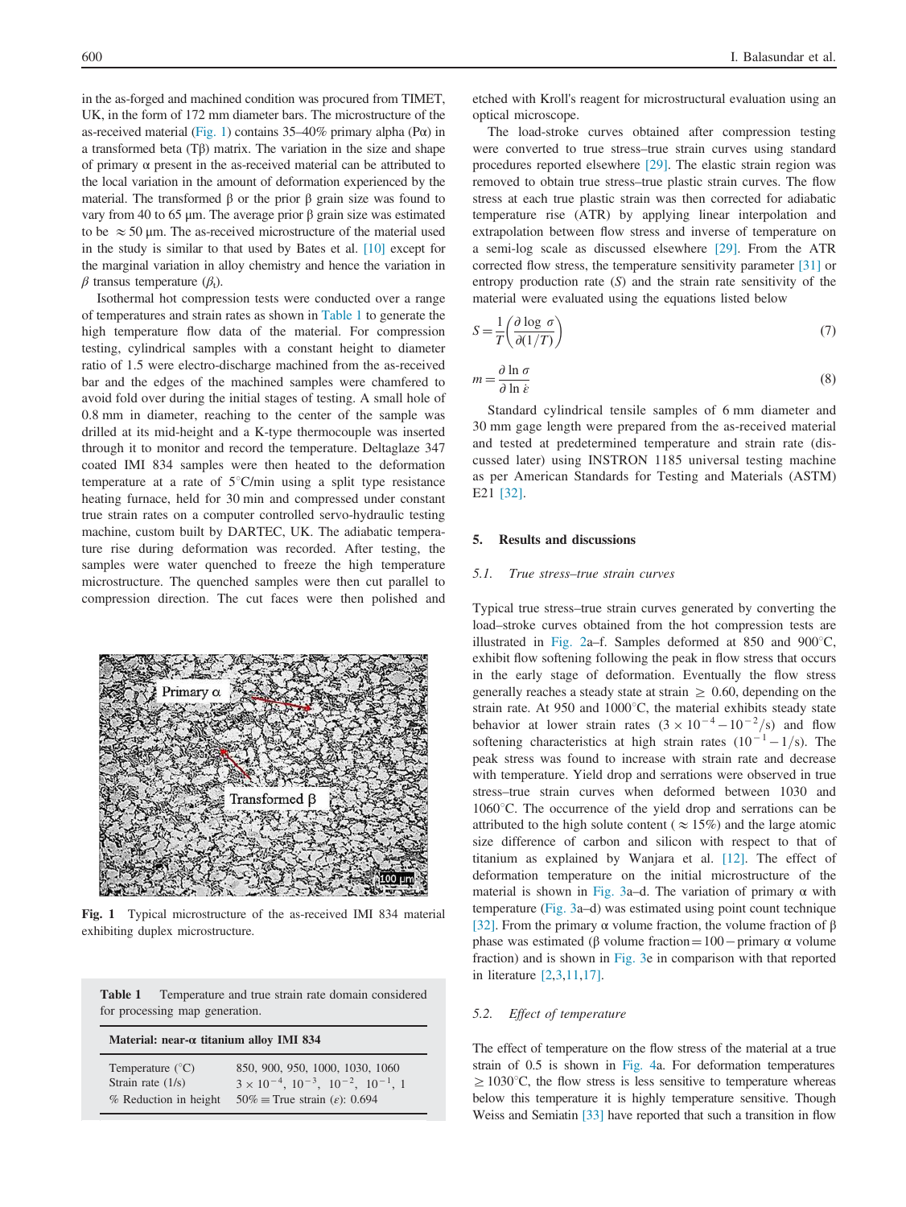in the as-forged and machined condition was procured from TIMET, UK, in the form of 172 mm diameter bars. The microstructure of the as-received material (Fig. 1) contains 35–40% primary alpha (Pα) in a transformed beta (Tβ) matrix. The variation in the size and shape of primary α present in the as-received material can be attributed to the local variation in the amount of deformation experienced by the material. The transformed β or the prior β grain size was found to vary from 40 to 65 μm. The average prior β grain size was estimated to be ≈50 μm. The as-received microstructure of the material used in the study is similar to that used by Bates et al. [10] except for the marginal variation in alloy chemistry and hence the variation in $\beta$ transus temperature ($\beta_t$).

Isothermal hot compression tests were conducted over a range of temperatures and strain rates as shown in Table 1 to generate the high temperature flow data of the material. For compression testing, cylindrical samples with a constant height to diameter ratio of 1.5 were electro-discharge machined from the as-received bar and the edges of the machined samples were chamfered to avoid fold over during the initial stages of testing. A small hole of 0.8 mm in diameter, reaching to the center of the sample was drilled at its mid-height and a K-type thermocouple was inserted through it to monitor and record the temperature. Deltaglaze 347 coated IMI 834 samples were then heated to the deformation temperature at a rate of 5°C/min using a split type resistance heating furnace, held for 30 min and compressed under constant true strain rates on a computer controlled servo-hydraulic testing machine, custom built by DARTEC, UK. The adiabatic temperature rise during deformation was recorded. After testing, the samples were water quenched to freeze the high temperature microstructure. The quenched samples were then cut parallel to compression direction. The cut faces were then polished and etched with Kroll's reagent for microstructural evaluation using an optical microscope.

Fig. 1 Typical microstructure of the as-received IMI 834 material exhibiting duplex microstructure.

**Table 1** Temperature and true strain rate domain considered for processing map generation.

| Material: near-α titanium alloy IMI 834 | |
|---|---|
| Temperature (°C) | 850, 900, 950, 1000, 1030, 1060 |
| Strain rate (1/s) | $3\times10^{-4}$, $10^{-3}$, $10^{-2}$, $10^{-1}$, 1 |
| % Reduction in height | 50% ≡ True strain ($\varepsilon$): 0.694 |

The load-stroke curves obtained after compression testing were converted to true stress–true strain curves using standard procedures reported elsewhere [29]. The elastic strain region was removed to obtain true stress–true plastic strain curves. The flow stress at each true plastic strain was then corrected for adiabatic temperature rise (ATR) by applying linear interpolation and extrapolation between flow stress and inverse of temperature on a semi-log scale as discussed elsewhere [29]. From the ATR corrected flow stress, the temperature sensitivity parameter [31] or entropy production rate ($S$) and the strain rate sensitivity of the material were evaluated using the equations listed below

$$S=\frac{1}{T}\left(\frac{\partial \log \sigma}{\partial(1/T)}\right) \tag{7}$$

$$m=\frac{\partial \ln \sigma}{\partial \ln \dot{\varepsilon}} \tag{8}$$

Standard cylindrical tensile samples of 6 mm diameter and 30 mm gage length were prepared from the as-received material and tested at predetermined temperature and strain rate (discussed later) using INSTRON 1185 universal testing machine as per American Standards for Testing and Materials (ASTM) E21 [32].

## 5. Results and discussions

### 5.1. True stress–true strain curves

Typical true stress–true strain curves generated by converting the load–stroke curves obtained from the hot compression tests are illustrated in Fig. 2a–f. Samples deformed at 850 and 900°C, exhibit flow softening following the peak in flow stress that occurs in the early stage of deformation. Eventually the flow stress generally reaches a steady state at strain ≥ 0.60, depending on the strain rate. At 950 and 1000°C, the material exhibits steady state behavior at lower strain rates ($3\times10^{-4}-10^{-2}$/s) and flow softening characteristics at high strain rates ($10^{-1}-1$/s). The peak stress was found to increase with strain rate and decrease with temperature. Yield drop and serrations were observed in true stress–true strain curves when deformed between 1030 and 1060°C. The occurrence of the yield drop and serrations can be attributed to the high solute content (≈15%) and the large atomic size difference of carbon and silicon with respect to that of titanium as explained by Wanjara et al. [12]. The effect of deformation temperature on the initial microstructure of the material is shown in Fig. 3a–d. The variation of primary α with temperature (Fig. 3a–d) was estimated using point count technique [32]. From the primary α volume fraction, the volume fraction of β phase was estimated (β volume fraction = 100 − primary α volume fraction) and is shown in Fig. 3e in comparison with that reported in literature [2,3,11,17].

### 5.2. Effect of temperature

The effect of temperature on the flow stress of the material at a true strain of 0.5 is shown in Fig. 4a. For deformation temperatures ≥1030°C, the flow stress is less sensitive to temperature whereas below this temperature it is highly temperature sensitive. Though Weiss and Semiatin [33] have reported that such a transition in flow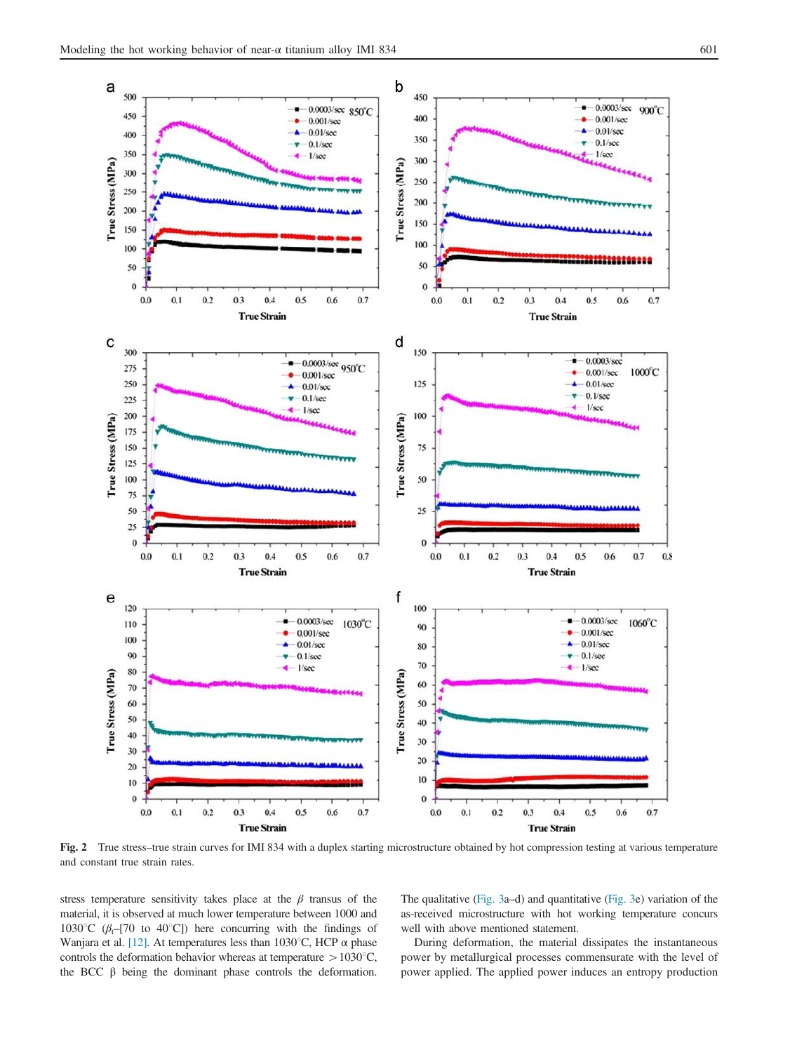**Fig. 2** True stress–true strain curves for IMI 834 with a duplex starting microstructure obtained by hot compression testing at various temperature and constant true strain rates.

stress temperature sensitivity takes place at the $\beta$ transus of the material, it is observed at much lower temperature between 1000 and 1030°C ($\beta_t$–[70 to 40°C]) here concurring with the findings of Wanjara et al. [12]. At temperatures less than 1030°C, HCP α phase controls the deformation behavior whereas at temperature >1030°C, the BCC β being the dominant phase controls the deformation. The qualitative (Fig. 3a–d) and quantitative (Fig. 3e) variation of the as-received microstructure with hot working temperature concurs well with above mentioned statement.

During deformation, the material dissipates the instantaneous power by metallurgical processes commensurate with the level of power applied. The applied power induces an entropy production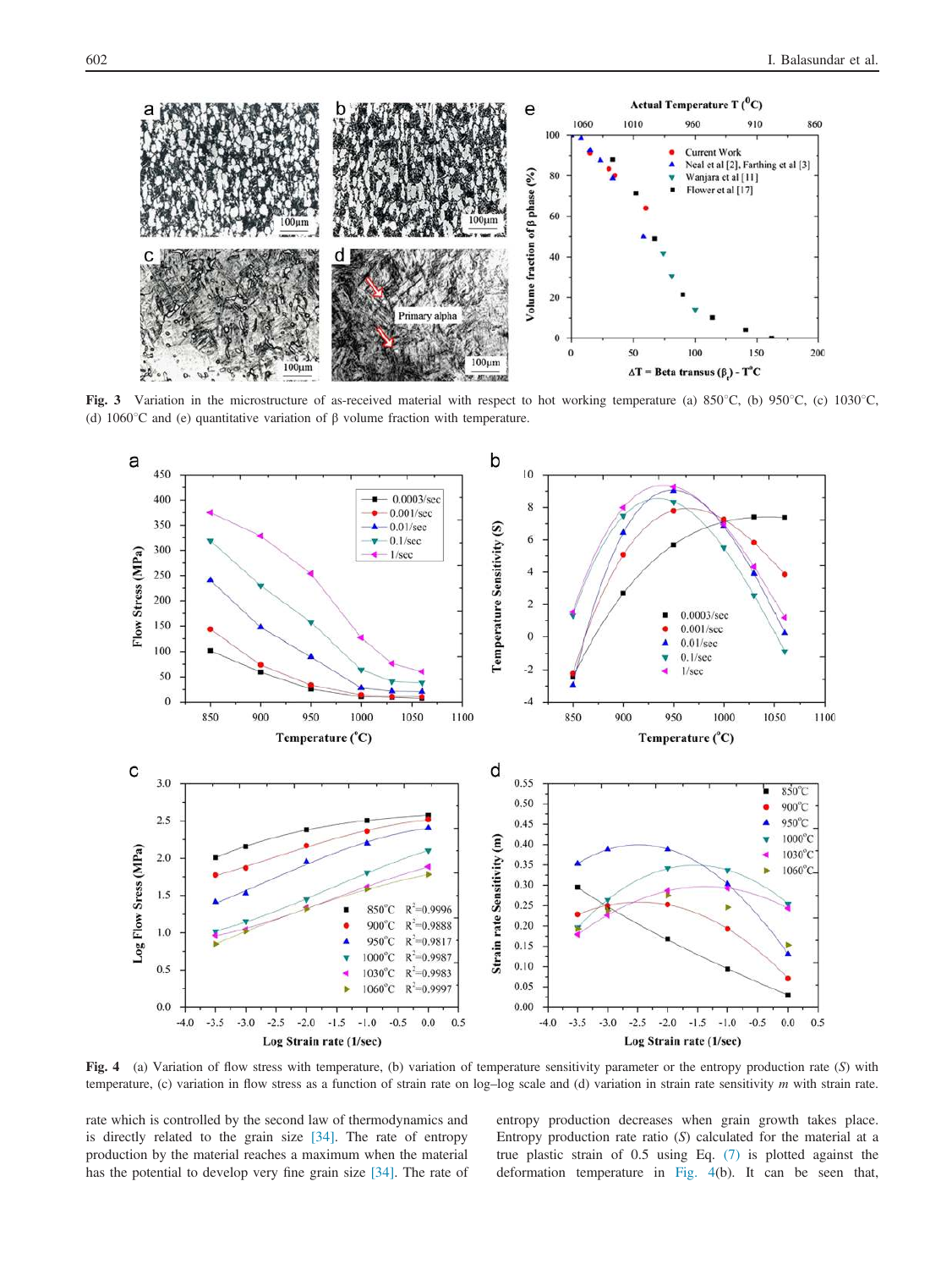**Fig. 3** Variation in the microstructure of as-received material with respect to hot working temperature (a) 850°C, (b) 950°C, (c) 1030°C, (d) 1060°C and (e) quantitative variation of β volume fraction with temperature.

**Fig. 4** (a) Variation of flow stress with temperature, (b) variation of temperature sensitivity parameter or the entropy production rate (*S*) with temperature, (c) variation in flow stress as a function of strain rate on log–log scale and (d) variation in strain rate sensitivity *m* with strain rate.

rate which is controlled by the second law of thermodynamics and is directly related to the grain size [34]. The rate of entropy production by the material reaches a maximum when the material has the potential to develop very fine grain size [34]. The rate of entropy production decreases when grain growth takes place. Entropy production rate ratio (*S*) calculated for the material at a true plastic strain of 0.5 using Eq. (7) is plotted against the deformation temperature in Fig. 4(b). It can be seen that,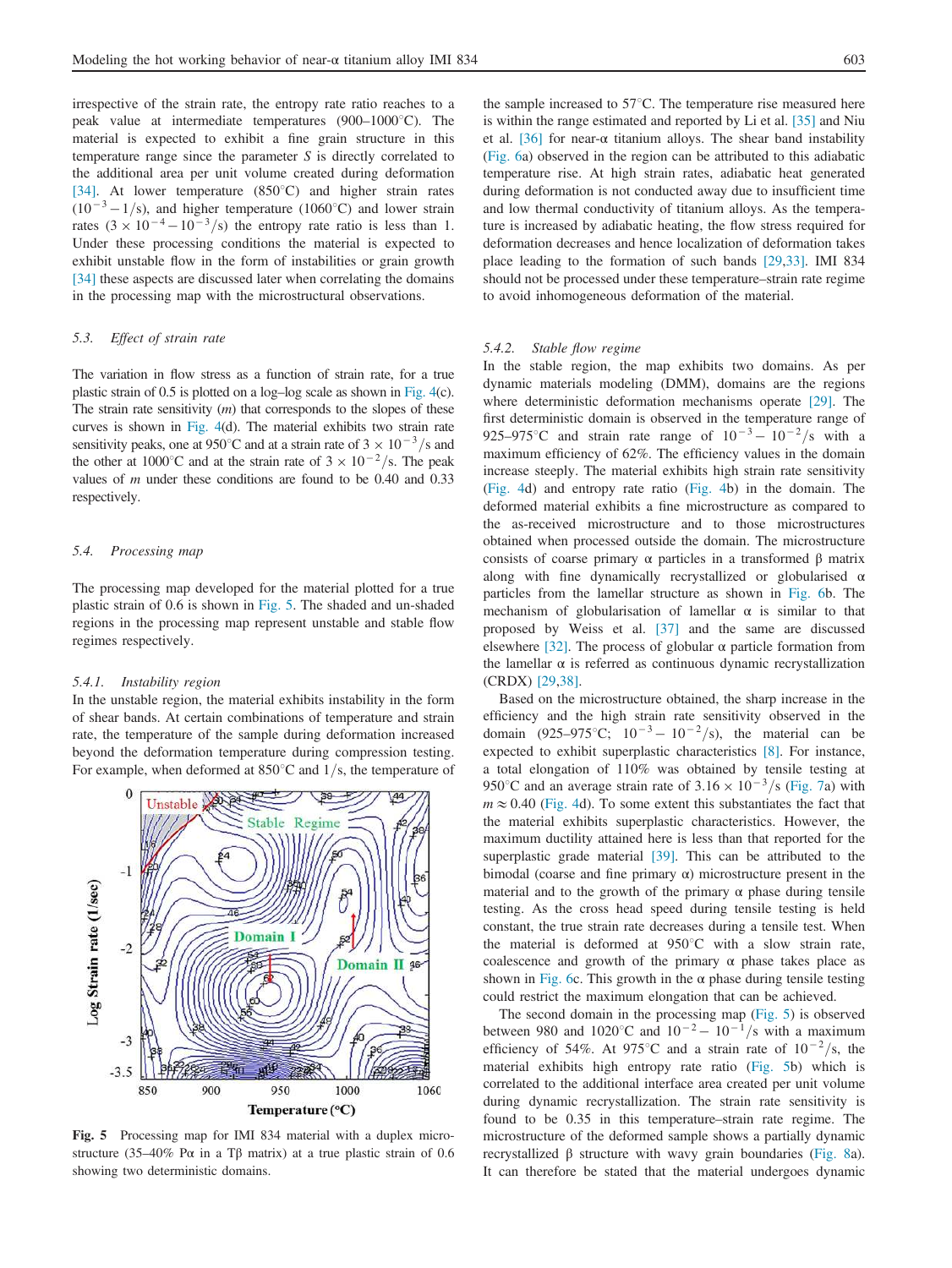irrespective of the strain rate, the entropy rate ratio reaches to a peak value at intermediate temperatures (900–1000°C). The material is expected to exhibit a fine grain structure in this temperature range since the parameter $S$ is directly correlated to the additional area per unit volume created during deformation [34]. At lower temperature (850°C) and higher strain rates ($10^{-3}-1$/s), and higher temperature (1060°C) and lower strain rates ($3 \times 10^{-4}-10^{-3}$/s) the entropy rate ratio is less than 1. Under these processing conditions the material is expected to exhibit unstable flow in the form of instabilities or grain growth [34] these aspects are discussed later when correlating the domains in the processing map with the microstructural observations.

### 5.3. Effect of strain rate

The variation in flow stress as a function of strain rate, for a true plastic strain of 0.5 is plotted on a log–log scale as shown in Fig. 4(c). The strain rate sensitivity ($m$) that corresponds to the slopes of these curves is shown in Fig. 4(d). The material exhibits two strain rate sensitivity peaks, one at 950°C and at a strain rate of $3 \times 10^{-3}$/s and the other at 1000°C and at the strain rate of $3 \times 10^{-2}$/s. The peak values of $m$ under these conditions are found to be 0.40 and 0.33 respectively.

### 5.4. Processing map

The processing map developed for the material plotted for a true plastic strain of 0.6 is shown in Fig. 5. The shaded and un-shaded regions in the processing map represent unstable and stable flow regimes respectively.

#### 5.4.1. Instability region

In the unstable region, the material exhibits instability in the form of shear bands. At certain combinations of temperature and strain rate, the temperature of the sample during deformation increased beyond the deformation temperature during compression testing. For example, when deformed at 850°C and 1/s, the temperature of the sample increased to 57°C. The temperature rise measured here is within the range estimated and reported by Li et al. [35] and Niu et al. [36] for near-α titanium alloys. The shear band instability (Fig. 6a) observed in the region can be attributed to this adiabatic temperature rise. At high strain rates, adiabatic heat generated during deformation is not conducted away due to insufficient time and low thermal conductivity of titanium alloys. As the temperature is increased by adiabatic heating, the flow stress required for deformation decreases and hence localization of deformation takes place leading to the formation of such bands [29,33]. IMI 834 should not be processed under these temperature–strain rate regime to avoid inhomogeneous deformation of the material.

**Fig. 5** Processing map for IMI 834 material with a duplex microstructure (35–40% Pα in a Tβ matrix) at a true plastic strain of 0.6 showing two deterministic domains.

#### 5.4.2. Stable flow regime

In the stable region, the map exhibits two domains. As per dynamic materials modeling (DMM), domains are the regions where deterministic deformation mechanisms operate [29]. The first deterministic domain is observed in the temperature range of 925–975°C and strain rate range of $10^{-3}-10^{-2}$/s with a maximum efficiency of 62%. The efficiency values in the domain increase steeply. The material exhibits high strain rate sensitivity (Fig. 4d) and entropy rate ratio (Fig. 4b) in the domain. The deformed material exhibits a fine microstructure as compared to the as-received microstructure and to those microstructures obtained when processed outside the domain. The microstructure consists of coarse primary α particles in a transformed β matrix along with fine dynamically recrystallized or globularised α particles from the lamellar structure as shown in Fig. 6b. The mechanism of globularisation of lamellar α is similar to that proposed by Weiss et al. [37] and the same are discussed elsewhere [32]. The process of globular α particle formation from the lamellar α is referred as continuous dynamic recrystallization (CRDX) [29,38].

Based on the microstructure obtained, the sharp increase in the efficiency and the high strain rate sensitivity observed in the domain (925–975°C; $10^{-3}-10^{-2}$/s), the material can be expected to exhibit superplastic characteristics [8]. For instance, a total elongation of 110% was obtained by tensile testing at 950°C and an average strain rate of $3.16 \times 10^{-3}$/s (Fig. 7a) with $m \approx 0.40$ (Fig. 4d). To some extent this substantiates the fact that the material exhibits superplastic characteristics. However, the maximum ductility attained here is less than that reported for the superplastic grade material [39]. This can be attributed to the bimodal (coarse and fine primary α) microstructure present in the material and to the growth of the primary α phase during tensile testing. As the cross head speed during tensile testing is held constant, the true strain rate decreases during a tensile test. When the material is deformed at 950°C with a slow strain rate, coalescence and growth of the primary α phase takes place as shown in Fig. 6c. This growth in the α phase during tensile testing could restrict the maximum elongation that can be achieved.

The second domain in the processing map (Fig. 5) is observed between 980 and 1020°C and $10^{-2}-10^{-1}$/s with a maximum efficiency of 54%. At 975°C and a strain rate of $10^{-2}$/s, the material exhibits high entropy rate ratio (Fig. 5b) which is correlated to the additional interface area created per unit volume during dynamic recrystallization. The strain rate sensitivity is found to be 0.35 in this temperature–strain rate regime. The microstructure of the deformed sample shows a partially dynamic recrystallized β structure with wavy grain boundaries (Fig. 8a). It can therefore be stated that the material undergoes dynamic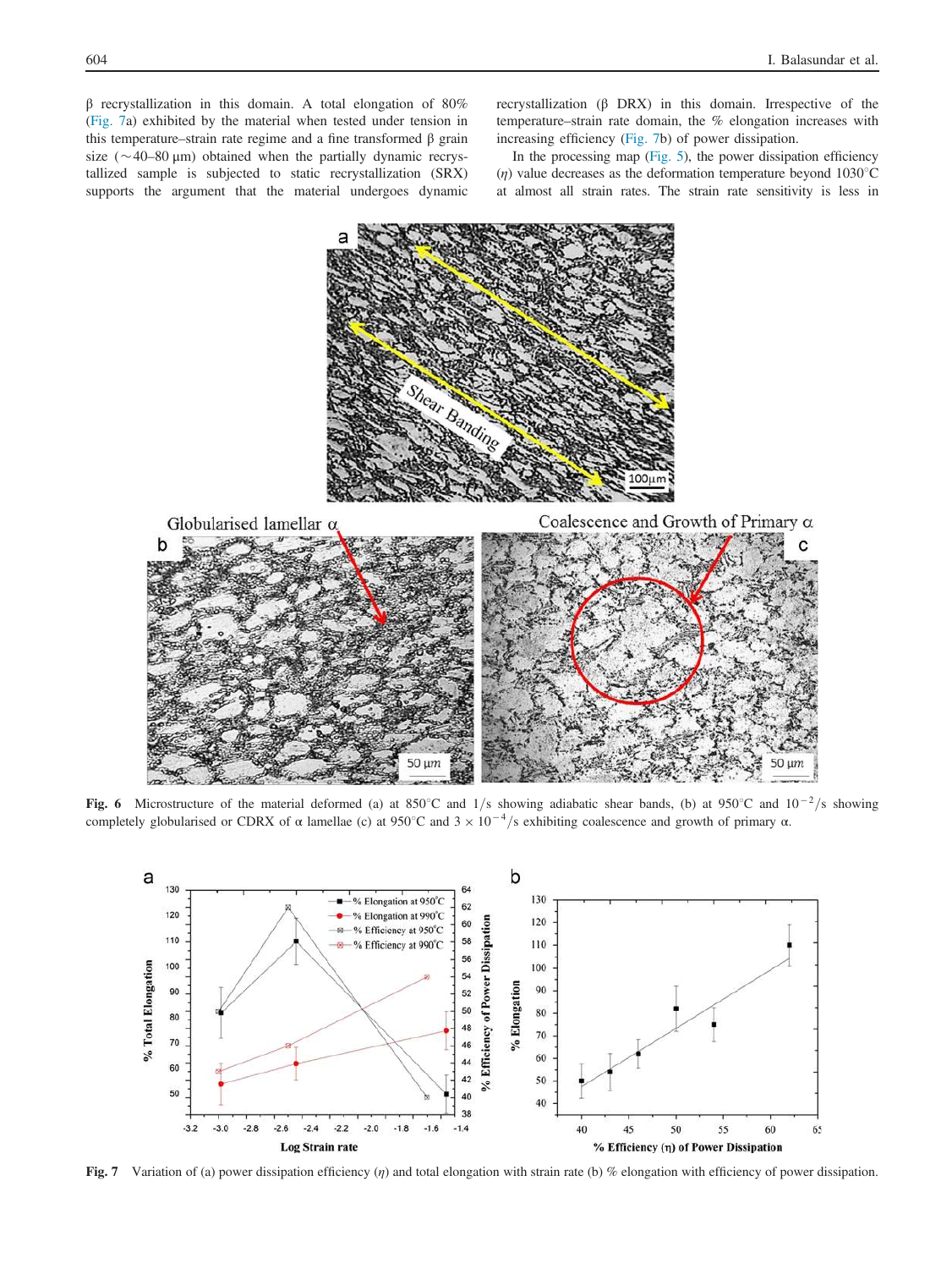β recrystallization in this domain. A total elongation of 80% (Fig. 7a) exhibited by the material when tested under tension in this temperature–strain rate regime and a fine transformed β grain size (~40–80 μm) obtained when the partially dynamic recrystallized sample is subjected to static recrystallization (SRX) supports the argument that the material undergoes dynamic recrystallization (β DRX) in this domain. Irrespective of the temperature–strain rate domain, the % elongation increases with increasing efficiency (Fig. 7b) of power dissipation.

In the processing map (Fig. 5), the power dissipation efficiency ($\eta$) value decreases as the deformation temperature beyond 1030°C at almost all strain rates. The strain rate sensitivity is less in

**Fig. 6** Microstructure of the material deformed (a) at 850°C and 1/s showing adiabatic shear bands, (b) at 950°C and $10^{-2}$/s showing completely globularised or CDRX of α lamellae (c) at 950°C and $3 \times 10^{-4}$/s exhibiting coalescence and growth of primary α.

**Fig. 7** Variation of (a) power dissipation efficiency ($\eta$) and total elongation with strain rate (b) % elongation with efficiency of power dissipation.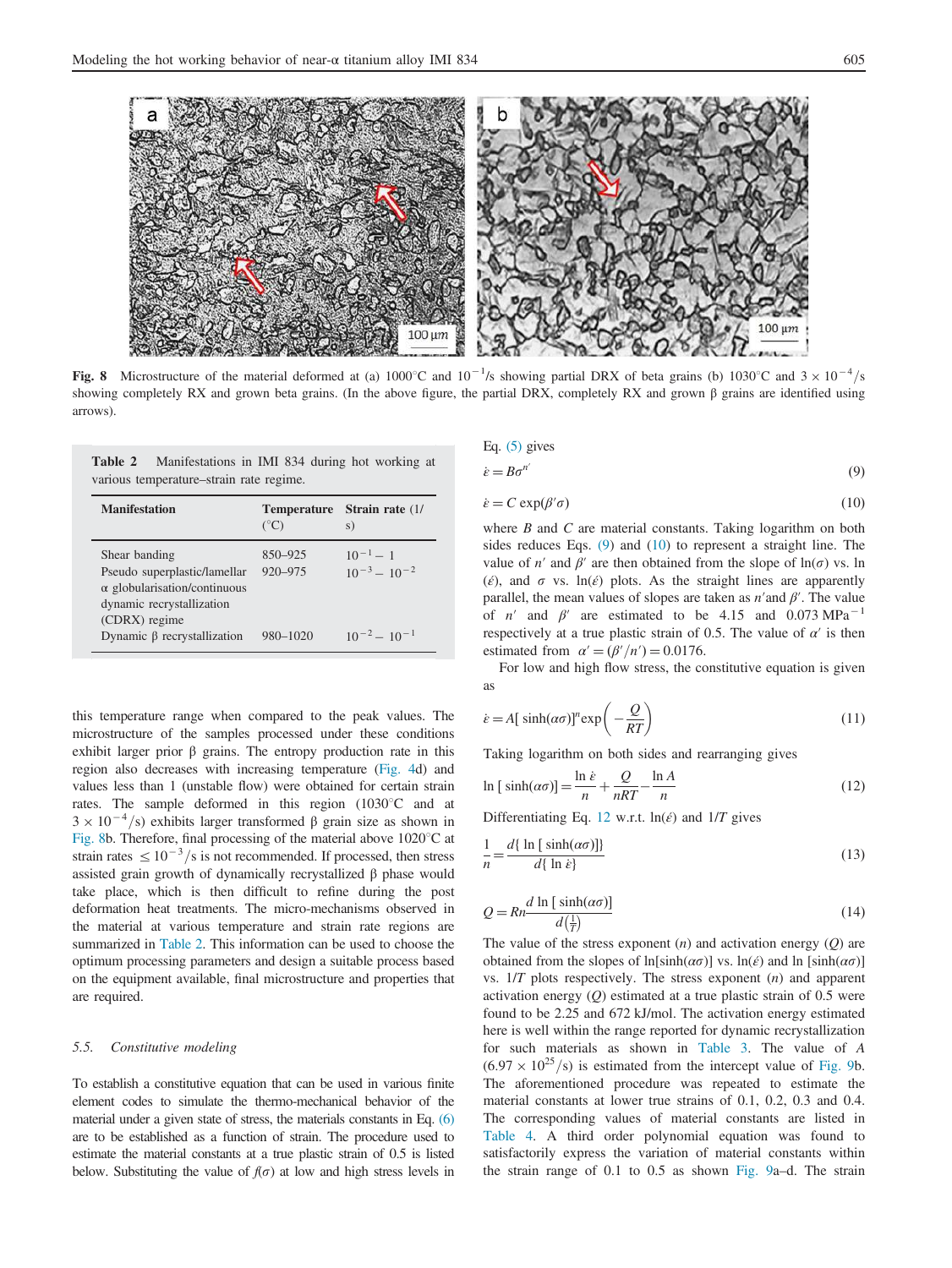**Fig. 8** Microstructure of the material deformed at (a) 1000°C and $10^{-1}$/s showing partial DRX of beta grains (b) 1030°C and $3 \times 10^{-4}$/s showing completely RX and grown beta grains. (In the above figure, the partial DRX, completely RX and grown β grains are identified using arrows).

**Table 2** Manifestations in IMI 834 during hot working at various temperature–strain rate regime.

| Manifestation | Temperature (°C) | Strain rate (1/s) |
|---|---|---|
| Shear banding | 850–925 | $10^{-1} - 1$ |
| Pseudo superplastic/lamellar α globularisation/continuous dynamic recrystallization (CDRX) regime | 920–975 | $10^{-3} - 10^{-2}$ |
| Dynamic β recrystallization | 980–1020 | $10^{-2} - 10^{-1}$ |

this temperature range when compared to the peak values. The microstructure of the samples processed under these conditions exhibit larger prior β grains. The entropy production rate in this region also decreases with increasing temperature (Fig. 4d) and values less than 1 (unstable flow) were obtained for certain strain rates. The sample deformed in this region (1030°C and at $3 \times 10^{-4}$/s) exhibits larger transformed β grain size as shown in Fig. 8b. Therefore, final processing of the material above 1020°C at strain rates $\leq 10^{-3}$/s is not recommended. If processed, then stress assisted grain growth of dynamically recrystallized β phase would take place, which is then difficult to refine during the post deformation heat treatments. The micro-mechanisms observed in the material at various temperature and strain rate regions are summarized in Table 2. This information can be used to choose the optimum processing parameters and design a suitable process based on the equipment available, final microstructure and properties that are required.

### 5.5. Constitutive modeling

To establish a constitutive equation that can be used in various finite element codes to simulate the thermo-mechanical behavior of the material under a given state of stress, the materials constants in Eq. (6) are to be established as a function of strain. The procedure used to estimate the material constants at a true plastic strain of 0.5 is listed below. Substituting the value of $f(\sigma)$ at low and high stress levels in Eq. (5) gives

$$\dot{\varepsilon} = B\sigma^{n'} \tag{9}$$

$$\dot{\varepsilon} = C\exp(\beta'\sigma) \tag{10}$$

where $B$ and $C$ are material constants. Taking logarithm on both sides reduces Eqs. (9) and (10) to represent a straight line. The value of $n'$ and $\beta'$ are then obtained from the slope of $\ln(\sigma)$ vs. $\ln(\dot{\varepsilon})$, and $\sigma$ vs. $\ln(\dot{\varepsilon})$ plots. As the straight lines are apparently parallel, the mean values of slopes are taken as $n'$ and $\beta'$. The value of $n'$ and $\beta'$ are estimated to be 4.15 and 0.073 $\mathrm{MPa}^{-1}$ respectively at a true plastic strain of 0.5. The value of $\alpha'$ is then estimated from $\alpha' = (\beta'/n') = 0.0176$.

For low and high flow stress, the constitutive equation is given as

$$\dot{\varepsilon} = A[\sinh(\alpha\sigma)]^n \exp\left(-\frac{Q}{RT}\right) \tag{11}$$

Taking logarithm on both sides and rearranging gives

$$\ln[\sinh(\alpha\sigma)] = \frac{\ln\dot{\varepsilon}}{n} + \frac{Q}{nRT} - \frac{\ln A}{n} \tag{12}$$

Differentiating Eq. 12 w.r.t. $\ln(\dot{\varepsilon})$ and $1/T$ gives

$$\frac{1}{n} = \frac{d\{\ln[\sinh(\alpha\sigma)]\}}{d\{\ln\dot{\varepsilon}\}} \tag{13}$$

$$Q = Rn\frac{d\ln[\sinh(\alpha\sigma)]}{d\left(\frac{1}{T}\right)} \tag{14}$$

The value of the stress exponent ($n$) and activation energy ($Q$) are obtained from the slopes of $\ln[\sinh(\alpha\sigma)]$ vs. $\ln(\dot{\varepsilon})$ and $\ln[\sinh(\alpha\sigma)]$ vs. $1/T$ plots respectively. The stress exponent ($n$) and apparent activation energy ($Q$) estimated at a true plastic strain of 0.5 were found to be 2.25 and 672 kJ/mol. The activation energy estimated here is well within the range reported for dynamic recrystallization for such materials as shown in Table 3. The value of $A$ ($6.97 \times 10^{25}$/s) is estimated from the intercept value of Fig. 9b. The aforementioned procedure was repeated to estimate the material constants at lower true strains of 0.1, 0.2, 0.3 and 0.4. The corresponding values of material constants are listed in Table 4. A third order polynomial equation was found to satisfactorily express the variation of material constants within the strain range of 0.1 to 0.5 as shown Fig. 9a–d. The strain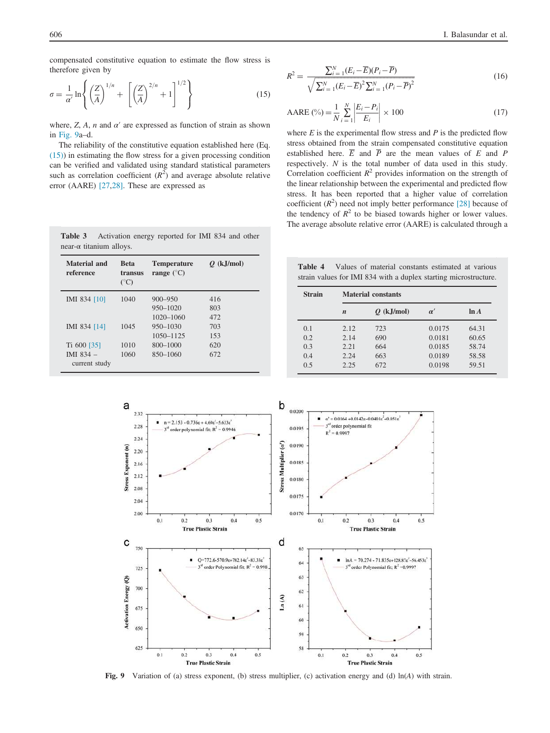compensated constitutive equation to estimate the flow stress is therefore given by

$$\sigma = \frac{1}{\alpha'} \ln \left\{ \left(\frac{Z}{A}\right)^{1/n} + \left[ \left(\frac{Z}{A}\right)^{2/n} + 1 \right]^{1/2} \right\} \tag{15}$$

where, $Z$, $A$, $n$ and $\alpha'$ are expressed as function of strain as shown in Fig. 9a–d.

The reliability of the constitutive equation established here (Eq. (15)) in estimating the flow stress for a given processing condition can be verified and validated using standard statistical parameters such as correlation coefficient ($R^2$) and average absolute relative error (AARE) [27,28]. These are expressed as

$$R^2 = \frac{\sum_{i=1}^{N}(E_i - \overline{E})(P_i - \overline{P})}{\sqrt{\sum_{i=1}^{N}(E_i - \overline{E})^2 \sum_{i=1}^{N}(P_i - \overline{P})^2}} \tag{16}$$

$$\text{AARE}\ (\%) = \frac{1}{N}\sum_{i=1}^{N}\left|\frac{E_i - P_i}{E_i}\right| \times 100 \tag{17}$$

where $E$ is the experimental flow stress and $P$ is the predicted flow stress obtained from the strain compensated constitutive equation established here. $\overline{E}$ and $\overline{P}$ are the mean values of $E$ and $P$ respectively. $N$ is the total number of data used in this study. Correlation coefficient $R^2$ provides information on the strength of the linear relationship between the experimental and predicted flow stress. It has been reported that a higher value of correlation coefficient ($R^2$) need not imply better performance [28] because of the tendency of $R^2$ to be biased towards higher or lower values. The average absolute relative error (AARE) is calculated through a

**Table 3** Activation energy reported for IMI 834 and other near-α titanium alloys.

| Material and reference | Beta transus (°C) | Temperature range (°C) | $Q$ (kJ/mol) |
|---|---|---|---|
| IMI 834 [10] | 1040 | 900–950 | 416 |
| | | 950–1020 | 803 |
| | | 1020–1060 | 472 |
| IMI 834 [14] | 1045 | 950–1030 | 703 |
| | | 1050–1125 | 153 |
| Ti 600 [35] | 1010 | 800–1000 | 620 |
| IMI 834 – current study | 1060 | 850–1060 | 672 |

**Table 4** Values of material constants estimated at various strain values for IMI 834 with a duplex starting microstructure.

| Strain | Material constants | | | |
|---|---|---|---|---|
| | $n$ | $Q$ (kJ/mol) | $\alpha'$ | $\ln A$ |
| 0.1 | 2.12 | 723 | 0.0175 | 64.31 |
| 0.2 | 2.14 | 690 | 0.0181 | 60.65 |
| 0.3 | 2.21 | 664 | 0.0185 | 58.74 |
| 0.4 | 2.24 | 663 | 0.0189 | 58.58 |
| 0.5 | 2.25 | 672 | 0.0198 | 59.51 |

**Fig. 9** Variation of (a) stress exponent, (b) stress multiplier, (c) activation energy and (d) ln($A$) with strain.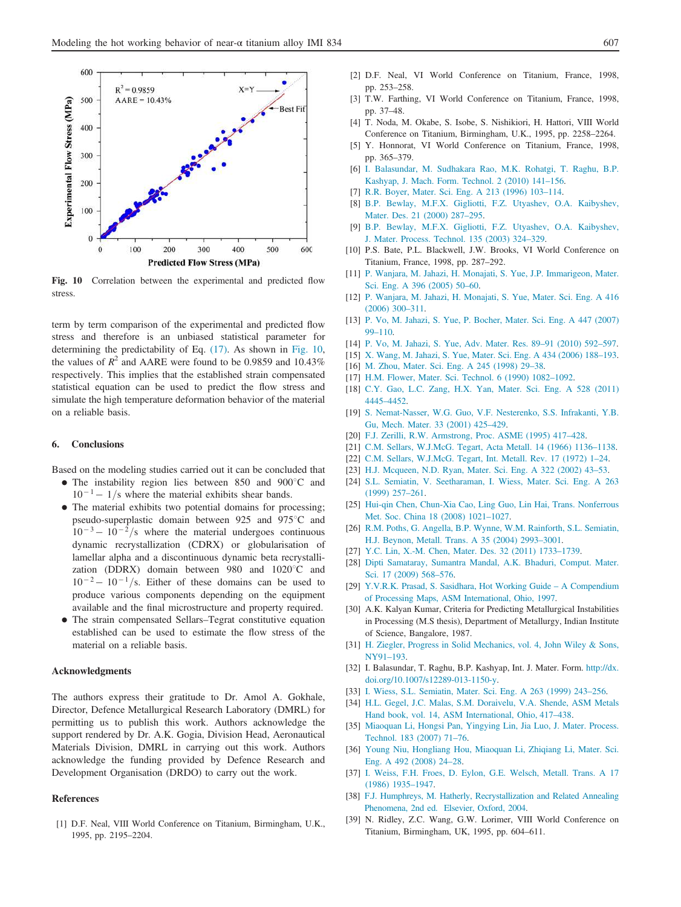600

500

400

300

200

100

0

0 100 200 300 400 500 600

$R^2 = 0.9859$

AARE = 10.43%

X=Y

Best Fit

Experimental Flow Stress (MPa)

Predicted Flow Stress (MPa)

**Fig. 10** Correlation between the experimental and predicted flow stress.

term by term comparison of the experimental and predicted flow stress and therefore is an unbiased statistical parameter for determining the predictability of Eq. (17). As shown in Fig. 10, the values of $R^2$ and AARE were found to be 0.9859 and 10.43% respectively. This implies that the established strain compensated statistical equation can be used to predict the flow stress and simulate the high temperature deformation behavior of the material on a reliable basis.

## 6. Conclusions

Based on the modeling studies carried out it can be concluded that

- The instability region lies between 850 and 900°C and $10^{-1}-1$/s where the material exhibits shear bands.
- The material exhibits two potential domains for processing; pseudo-superplastic domain between 925 and 975°C and $10^{-3}-10^{-2}$/s where the material undergoes continuous dynamic recrystallization (CDRX) or globularisation of lamellar alpha and a discontinuous dynamic beta recrystallization (DDRX) domain between 980 and 1020°C and $10^{-2}-10^{-1}$/s. Either of these domains can be used to produce various components depending on the equipment available and the final microstructure and property required.
- The strain compensated Sellars–Tegrat constitutive equation established can be used to estimate the flow stress of the material on a reliable basis.

## Acknowledgments

The authors express their gratitude to Dr. Amol A. Gokhale, Director, Defence Metallurgical Research Laboratory (DMRL) for permitting us to publish this work. Authors acknowledge the support rendered by Dr. A.K. Gogia, Division Head, Aeronautical Materials Division, DMRL in carrying out this work. Authors acknowledge the funding provided by Defence Research and Development Organisation (DRDO) to carry out the work.

## References

[1] D.F. Neal, VIII World Conference on Titanium, Birmingham, U.K., 1995, pp. 2195–2204.

[2] D.F. Neal, VI World Conference on Titanium, France, 1998, pp. 253–258.

[3] T.W. Farthing, VI World Conference on Titanium, France, 1998, pp. 37–48.

[4] T. Noda, M. Okabe, S. Isobe, S. Nishikiori, H. Hattori, VIII World Conference on Titanium, Birmingham, U.K., 1995, pp. 2258–2264.

[5] Y. Honnorat, VI World Conference on Titanium, France, 1998, pp. 365–379.

[6] I. Balasundar, M. Sudhakara Rao, M.K. Rohatgi, T. Raghu, B.P. Kashyap, J. Mach. Form. Technol. 2 (2010) 141–156.

[7] R.R. Boyer, Mater. Sci. Eng. A 213 (1996) 103–114.

[8] B.P. Bewlay, M.F.X. Gigliotti, F.Z. Utyashev, O.A. Kaibyshev, Mater. Des. 21 (2000) 287–295.

[9] B.P. Bewlay, M.F.X. Gigliotti, F.Z. Utyashev, O.A. Kaibyshev, J. Mater. Process. Technol. 135 (2003) 324–329.

[10] P.S. Bate, P.L. Blackwell, J.W. Brooks, VI World Conference on Titanium, France, 1998, pp. 287–292.

[11] P. Wanjara, M. Jahazi, H. Monajati, S. Yue, J.P. Immarigeon, Mater. Sci. Eng. A 396 (2005) 50–60.

[12] P. Wanjara, M. Jahazi, H. Monajati, S. Yue, Mater. Sci. Eng. A 416 (2006) 300–311.

[13] P. Vo, M. Jahazi, S. Yue, P. Bocher, Mater. Sci. Eng. A 447 (2007) 99–110.

[14] P. Vo, M. Jahazi, S. Yue, Adv. Mater. Res. 89–91 (2010) 592–597.

[15] X. Wang, M. Jahazi, S. Yue, Mater. Sci. Eng. A 434 (2006) 188–193.

[16] M. Zhou, Mater. Sci. Eng. A 245 (1998) 29–38.

[17] H.M. Flower, Mater. Sci. Technol. 6 (1990) 1082–1092.

[18] C.Y. Gao, L.C. Zang, H.X. Yan, Mater. Sci. Eng. A 528 (2011) 4445–4452.

[19] S. Nemat-Nasser, W.G. Guo, V.F. Nesterenko, S.S. Infrakanti, Y.B. Gu, Mech. Mater. 33 (2001) 425–429.

[20] F.J. Zerilli, R.W. Armstrong, Proc. ASME (1995) 417–428.

[21] C.M. Sellars, W.J.McG. Tegart, Acta Metall. 14 (1966) 1136–1138.

[22] C.M. Sellars, W.J.McG. Tegart, Int. Metall. Rev. 17 (1972) 1–24.

[23] H.J. Mcqueen, N.D. Ryan, Mater. Sci. Eng. A 322 (2002) 43–53.

[24] S.L. Semiatin, V. Seetharaman, I. Wiess, Mater. Sci. Eng. A 263 (1999) 257–261.

[25] Hui-qin Chen, Chun-Xia Cao, Ling Guo, Lin Hai, Trans. Nonferrous Met. Soc. China 18 (2008) 1021–1027.

[26] R.M. Poths, G. Angella, B.P. Wynne, W.M. Rainforth, S.L. Semiatin, H.J. Beynon, Metall. Trans. A 35 (2004) 2993–3001.

[27] Y.C. Lin, X.-M. Chen, Mater. Des. 32 (2011) 1733–1739.

[28] Dipti Samataray, Sumantra Mandal, A.K. Bhaduri, Comput. Mater. Sci. 17 (2009) 568–576.

[29] Y.V.R.K. Prasad, S. Sasidhara, Hot Working Guide – A Compendium of Processing Maps, ASM International, Ohio, 1997.

[30] A.K. Kalyan Kumar, Criteria for Predicting Metallurgical Instabilities in Processing (M.S thesis), Department of Metallurgy, Indian Institute of Science, Bangalore, 1987.

[31] H. Ziegler, Progress in Solid Mechanics, vol. 4, John Wiley & Sons, NY91–193.

[32] I. Balasundar, T. Raghu, B.P. Kashyap, Int. J. Mater. Form. http://dx.doi.org/10.1007/s12289-013-1150-y.

[33] I. Wiess, S.L. Semiatin, Mater. Sci. Eng. A 263 (1999) 243–256.

[34] H.L. Gegel, J.C. Malas, S.M. Doraivelu, V.A. Shende, ASM Metals Hand book, vol. 14, ASM International, Ohio, 417–438.

[35] Miaoquan Li, Hongsi Pan, Yingying Lin, Jia Luo, J. Mater. Process. Technol. 183 (2007) 71–76.

[36] Young Niu, Hongliang Hou, Miaoquan Li, Zhiqiang Li, Mater. Sci. Eng. A 492 (2008) 24–28.

[37] I. Weiss, F.H. Froes, D. Eylon, G.E. Welsch, Metall. Trans. A 17 (1986) 1935–1947.

[38] F.J. Humphreys, M. Hatherly, Recrystallization and Related Annealing Phenomena, 2nd ed. Elsevier, Oxford, 2004.

[39] N. Ridley, Z.C. Wang, G.W. Lorimer, VIII World Conference on Titanium, Birmingham, UK, 1995, pp. 604–611.